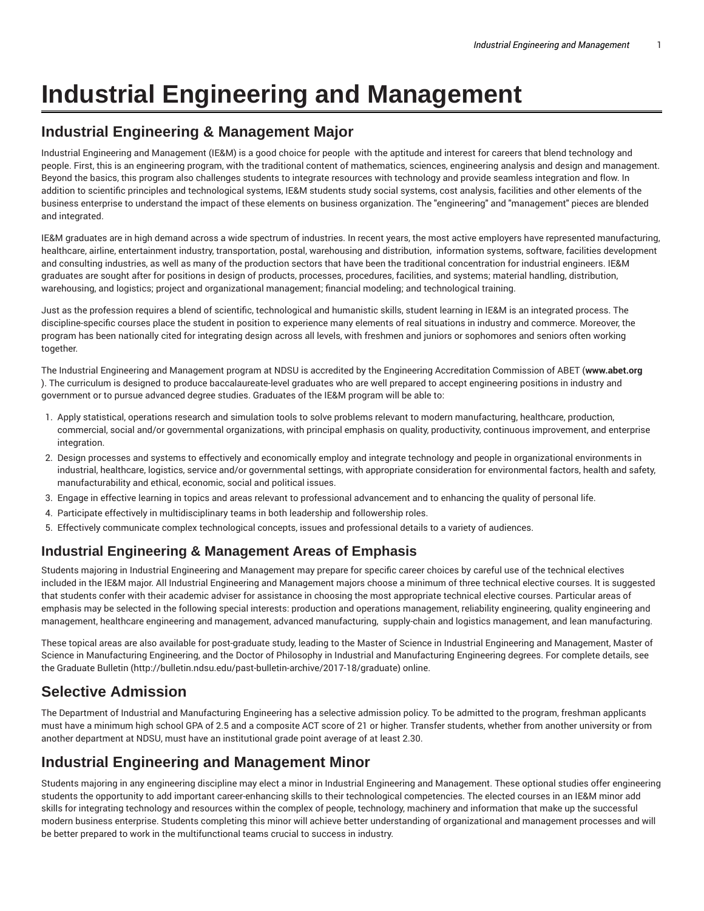# Industrial Engineering and Management

## Industrial Engineering & Management Major

Industrial Engineering and Management (IE&M) is a good choice for people with the aptitude and interest for careers that blend technology and people. First, this is an engineering program, with the traditional content of mathematics, sciences, engineering analysis and design and management. Beyond the basics, this program also challenges students to integrate resources with technology and provide seamless integration and flow. In addition to scientific principles and technological systems, IE&M students study social systems, cost analysis, facilities and other elements of the business enterprise to understand the impact of these elements on business organization. The "engineering" and "management" pieces are blended and integrated.

IE&M graduates are in high demand across a wide spectrum of industries. In recent years, the most active employers have represented manufacturing, healthcare, airline, entertainment industry, transportation, postal, warehousing and distribution, information systems, software, facilities development and consulting industries, as well as many of the production sectors that have been the traditional concentration for industrial engineers. IE&M graduates are sought after for positions in design of products, processes, procedures, facilities, and systems; material handling, distribution, warehousing, and logistics; project and organizational management; financial modeling; and technological training.

Just as the profession requires a blend of scientific, technological and humanistic skills, student learning in IE&M is an integrated process. The discipline-specific courses place the student in position to experience many elements of real situations in industry and commerce. Moreover, the program has been nationally cited for integrating design across all levels, with freshmen and juniors or sophomores and seniors often working together.

The Industrial Engineering and Management program at NDSU is accredited by the Engineering Accreditation Commission of ABET (**www.abet.org**). The curriculum is designed to produce baccalaureate-level graduates who are well prepared to accept engineering positions in industry and government or to pursue advanced degree studies. Graduates of the IE&M program will be able to:

1. Apply statistical, operations research and simulation tools to solve problems relevant to modern manufacturing, healthcare, production, commercial, social and/or governmental organizations, with principal emphasis on quality, productivity, continuous improvement, and enterprise integration.
2. Design processes and systems to effectively and economically employ and integrate technology and people in organizational environments in industrial, healthcare, logistics, service and/or governmental settings, with appropriate consideration for environmental factors, health and safety, manufacturability and ethical, economic, social and political issues.
3. Engage in effective learning in topics and areas relevant to professional advancement and to enhancing the quality of personal life.
4. Participate effectively in multidisciplinary teams in both leadership and followership roles.
5. Effectively communicate complex technological concepts, issues and professional details to a variety of audiences.

## Industrial Engineering & Management Areas of Emphasis

Students majoring in Industrial Engineering and Management may prepare for specific career choices by careful use of the technical electives included in the IE&M major. All Industrial Engineering and Management majors choose a minimum of three technical elective courses. It is suggested that students confer with their academic adviser for assistance in choosing the most appropriate technical elective courses. Particular areas of emphasis may be selected in the following special interests: production and operations management, reliability engineering, quality engineering and management, healthcare engineering and management, advanced manufacturing, supply-chain and logistics management, and lean manufacturing.

These topical areas are also available for post-graduate study, leading to the Master of Science in Industrial Engineering and Management, Master of Science in Manufacturing Engineering, and the Doctor of Philosophy in Industrial and Manufacturing Engineering degrees. For complete details, see the Graduate Bulletin (http://bulletin.ndsu.edu/past-bulletin-archive/2017-18/graduate) online.

## Selective Admission

The Department of Industrial and Manufacturing Engineering has a selective admission policy. To be admitted to the program, freshman applicants must have a minimum high school GPA of 2.5 and a composite ACT score of 21 or higher. Transfer students, whether from another university or from another department at NDSU, must have an institutional grade point average of at least 2.30.

## Industrial Engineering and Management Minor

Students majoring in any engineering discipline may elect a minor in Industrial Engineering and Management. These optional studies offer engineering students the opportunity to add important career-enhancing skills to their technological competencies. The elected courses in an IE&M minor add skills for integrating technology and resources within the complex of people, technology, machinery and information that make up the successful modern business enterprise. Students completing this minor will achieve better understanding of organizational and management processes and will be better prepared to work in the multifunctional teams crucial to success in industry.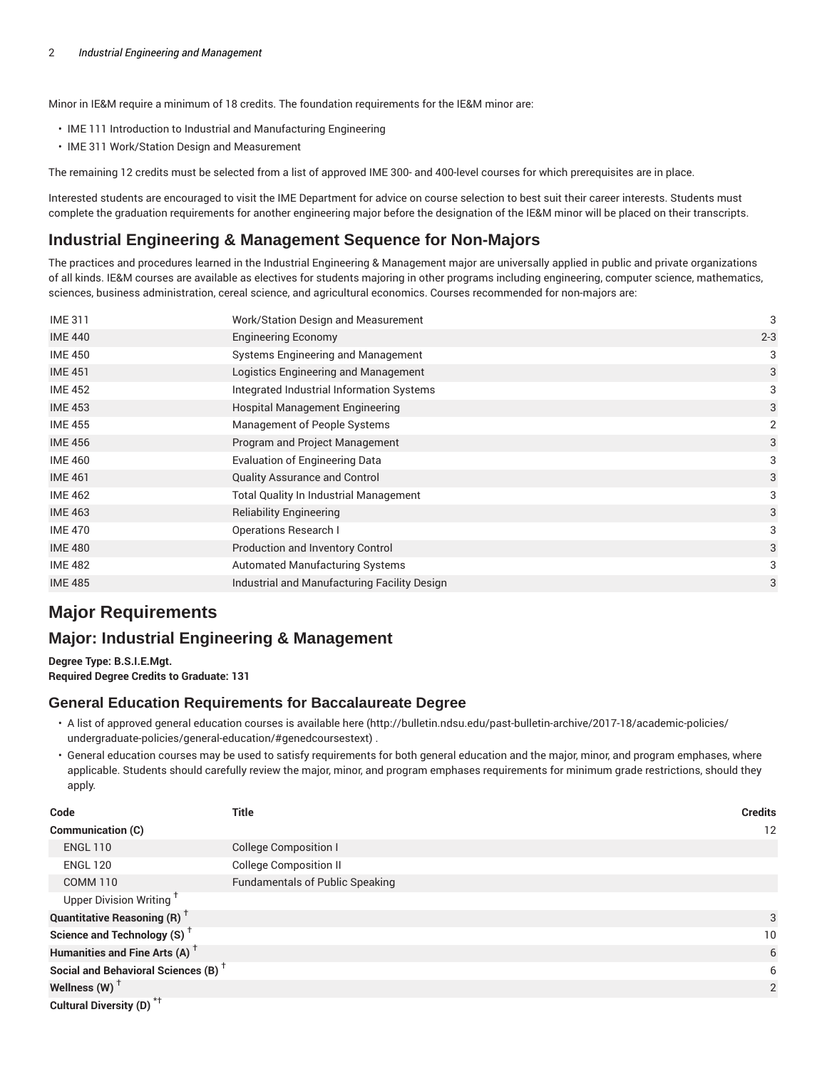Minor in IE&M require a minimum of 18 credits. The foundation requirements for the IE&M minor are:

- IME 111 Introduction to Industrial and Manufacturing Engineering
- IME 311 Work/Station Design and Measurement

The remaining 12 credits must be selected from a list of approved IME 300- and 400-level courses for which prerequisites are in place.

Interested students are encouraged to visit the IME Department for advice on course selection to best suit their career interests. Students must complete the graduation requirements for another engineering major before the designation of the IE&M minor will be placed on their transcripts.

## Industrial Engineering & Management Sequence for Non-Majors

The practices and procedures learned in the Industrial Engineering & Management major are universally applied in public and private organizations of all kinds. IE&M courses are available as electives for students majoring in other programs including engineering, computer science, mathematics, sciences, business administration, cereal science, and agricultural economics. Courses recommended for non-majors are:

| | | |
|---|---|---|
| IME 311 | Work/Station Design and Measurement | 3 |
| IME 440 | Engineering Economy | 2-3 |
| IME 450 | Systems Engineering and Management | 3 |
| IME 451 | Logistics Engineering and Management | 3 |
| IME 452 | Integrated Industrial Information Systems | 3 |
| IME 453 | Hospital Management Engineering | 3 |
| IME 455 | Management of People Systems | 2 |
| IME 456 | Program and Project Management | 3 |
| IME 460 | Evaluation of Engineering Data | 3 |
| IME 461 | Quality Assurance and Control | 3 |
| IME 462 | Total Quality In Industrial Management | 3 |
| IME 463 | Reliability Engineering | 3 |
| IME 470 | Operations Research I | 3 |
| IME 480 | Production and Inventory Control | 3 |
| IME 482 | Automated Manufacturing Systems | 3 |
| IME 485 | Industrial and Manufacturing Facility Design | 3 |

# Major Requirements

## Major: Industrial Engineering & Management

**Degree Type: B.S.I.E.Mgt.**
**Required Degree Credits to Graduate: 131**

### General Education Requirements for Baccalaureate Degree

- A list of approved general education courses is available here (http://bulletin.ndsu.edu/past-bulletin-archive/2017-18/academic-policies/undergraduate-policies/general-education/#genedcoursestext) .
- General education courses may be used to satisfy requirements for both general education and the major, minor, and program emphases, where applicable. Students should carefully review the major, minor, and program emphases requirements for minimum grade restrictions, should they apply.

| Code | Title | Credits |
|---|---|---|
| **Communication (C)** | | 12 |
| ENGL 110 | College Composition I | |
| ENGL 120 | College Composition II | |
| COMM 110 | Fundamentals of Public Speaking | |
| Upper Division Writing † | | |
| **Quantitative Reasoning (R) †** | | 3 |
| **Science and Technology (S) †** | | 10 |
| **Humanities and Fine Arts (A) †** | | 6 |
| **Social and Behavioral Sciences (B) †** | | 6 |
| **Wellness (W) †** | | 2 |
| **Cultural Diversity (D) *†** | | |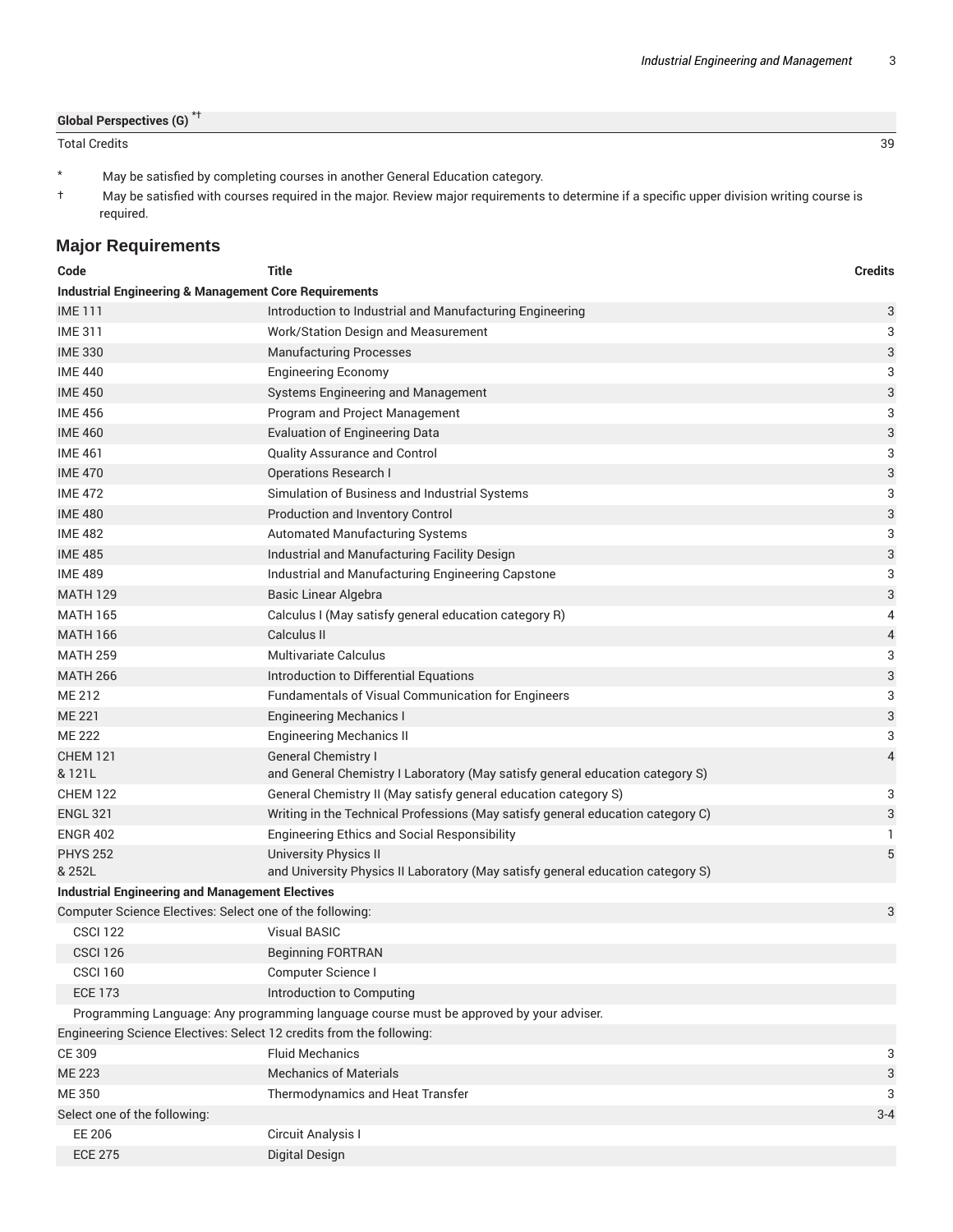| | | |
|---|---|---|
| **Global Perspectives (G)** *† | | |
| Total Credits | | 39 |

\* May be satisfied by completing courses in another General Education category.

† May be satisfied with courses required in the major. Review major requirements to determine if a specific upper division writing course is required.

## Major Requirements

| Code | Title | Credits |
|---|---|---|
| **Industrial Engineering & Management Core Requirements** | | |
| IME 111 | Introduction to Industrial and Manufacturing Engineering | 3 |
| IME 311 | Work/Station Design and Measurement | 3 |
| IME 330 | Manufacturing Processes | 3 |
| IME 440 | Engineering Economy | 3 |
| IME 450 | Systems Engineering and Management | 3 |
| IME 456 | Program and Project Management | 3 |
| IME 460 | Evaluation of Engineering Data | 3 |
| IME 461 | Quality Assurance and Control | 3 |
| IME 470 | Operations Research I | 3 |
| IME 472 | Simulation of Business and Industrial Systems | 3 |
| IME 480 | Production and Inventory Control | 3 |
| IME 482 | Automated Manufacturing Systems | 3 |
| IME 485 | Industrial and Manufacturing Facility Design | 3 |
| IME 489 | Industrial and Manufacturing Engineering Capstone | 3 |
| MATH 129 | Basic Linear Algebra | 3 |
| MATH 165 | Calculus I (May satisfy general education category R) | 4 |
| MATH 166 | Calculus II | 4 |
| MATH 259 | Multivariate Calculus | 3 |
| MATH 266 | Introduction to Differential Equations | 3 |
| ME 212 | Fundamentals of Visual Communication for Engineers | 3 |
| ME 221 | Engineering Mechanics I | 3 |
| ME 222 | Engineering Mechanics II | 3 |
| CHEM 121 & 121L | General Chemistry I and General Chemistry I Laboratory (May satisfy general education category S) | 4 |
| CHEM 122 | General Chemistry II (May satisfy general education category S) | 3 |
| ENGL 321 | Writing in the Technical Professions (May satisfy general education category C) | 3 |
| ENGR 402 | Engineering Ethics and Social Responsibility | 1 |
| PHYS 252 & 252L | University Physics II and University Physics II Laboratory (May satisfy general education category S) | 5 |
| **Industrial Engineering and Management Electives** | | |
| Computer Science Electives: Select one of the following: | | 3 |
| CSCI 122 | Visual BASIC | |
| CSCI 126 | Beginning FORTRAN | |
| CSCI 160 | Computer Science I | |
| ECE 173 | Introduction to Computing | |
| Programming Language: Any programming language course must be approved by your adviser. | | |
| Engineering Science Electives: Select 12 credits from the following: | | |
| CE 309 | Fluid Mechanics | 3 |
| ME 223 | Mechanics of Materials | 3 |
| ME 350 | Thermodynamics and Heat Transfer | 3 |
| Select one of the following: | | 3-4 |
| EE 206 | Circuit Analysis I | |
| ECE 275 | Digital Design | |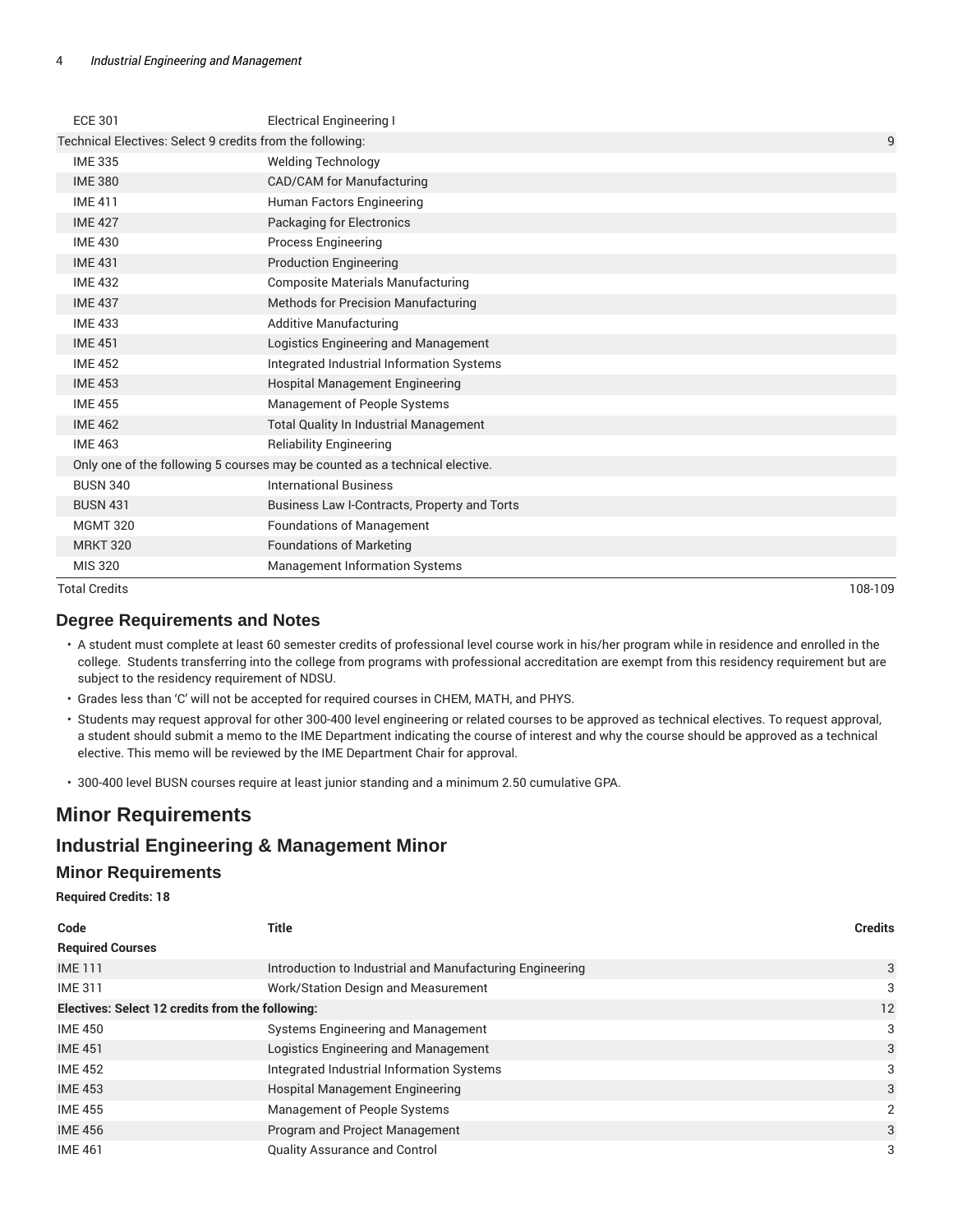| | | |
|---|---|---|
| ECE 301 | Electrical Engineering I | |
| Technical Electives: Select 9 credits from the following: | | 9 |
| IME 335 | Welding Technology | |
| IME 380 | CAD/CAM for Manufacturing | |
| IME 411 | Human Factors Engineering | |
| IME 427 | Packaging for Electronics | |
| IME 430 | Process Engineering | |
| IME 431 | Production Engineering | |
| IME 432 | Composite Materials Manufacturing | |
| IME 437 | Methods for Precision Manufacturing | |
| IME 433 | Additive Manufacturing | |
| IME 451 | Logistics Engineering and Management | |
| IME 452 | Integrated Industrial Information Systems | |
| IME 453 | Hospital Management Engineering | |
| IME 455 | Management of People Systems | |
| IME 462 | Total Quality In Industrial Management | |
| IME 463 | Reliability Engineering | |
| Only one of the following 5 courses may be counted as a technical elective. | | |
| BUSN 340 | International Business | |
| BUSN 431 | Business Law I-Contracts, Property and Torts | |
| MGMT 320 | Foundations of Management | |
| MRKT 320 | Foundations of Marketing | |
| MIS 320 | Management Information Systems | |
| Total Credits | | 108-109 |

### Degree Requirements and Notes

- A student must complete at least 60 semester credits of professional level course work in his/her program while in residence and enrolled in the college. Students transferring into the college from programs with professional accreditation are exempt from this residency requirement but are subject to the residency requirement of NDSU.
- Grades less than 'C' will not be accepted for required courses in CHEM, MATH, and PHYS.
- Students may request approval for other 300-400 level engineering or related courses to be approved as technical electives. To request approval, a student should submit a memo to the IME Department indicating the course of interest and why the course should be approved as a technical elective. This memo will be reviewed by the IME Department Chair for approval.
- 300-400 level BUSN courses require at least junior standing and a minimum 2.50 cumulative GPA.

# Minor Requirements

## Industrial Engineering & Management Minor

### Minor Requirements

**Required Credits: 18**

| Code | Title | Credits |
|---|---|---|
| **Required Courses** | | |
| IME 111 | Introduction to Industrial and Manufacturing Engineering | 3 |
| IME 311 | Work/Station Design and Measurement | 3 |
| **Electives: Select 12 credits from the following:** | | 12 |
| IME 450 | Systems Engineering and Management | 3 |
| IME 451 | Logistics Engineering and Management | 3 |
| IME 452 | Integrated Industrial Information Systems | 3 |
| IME 453 | Hospital Management Engineering | 3 |
| IME 455 | Management of People Systems | 2 |
| IME 456 | Program and Project Management | 3 |
| IME 461 | Quality Assurance and Control | 3 |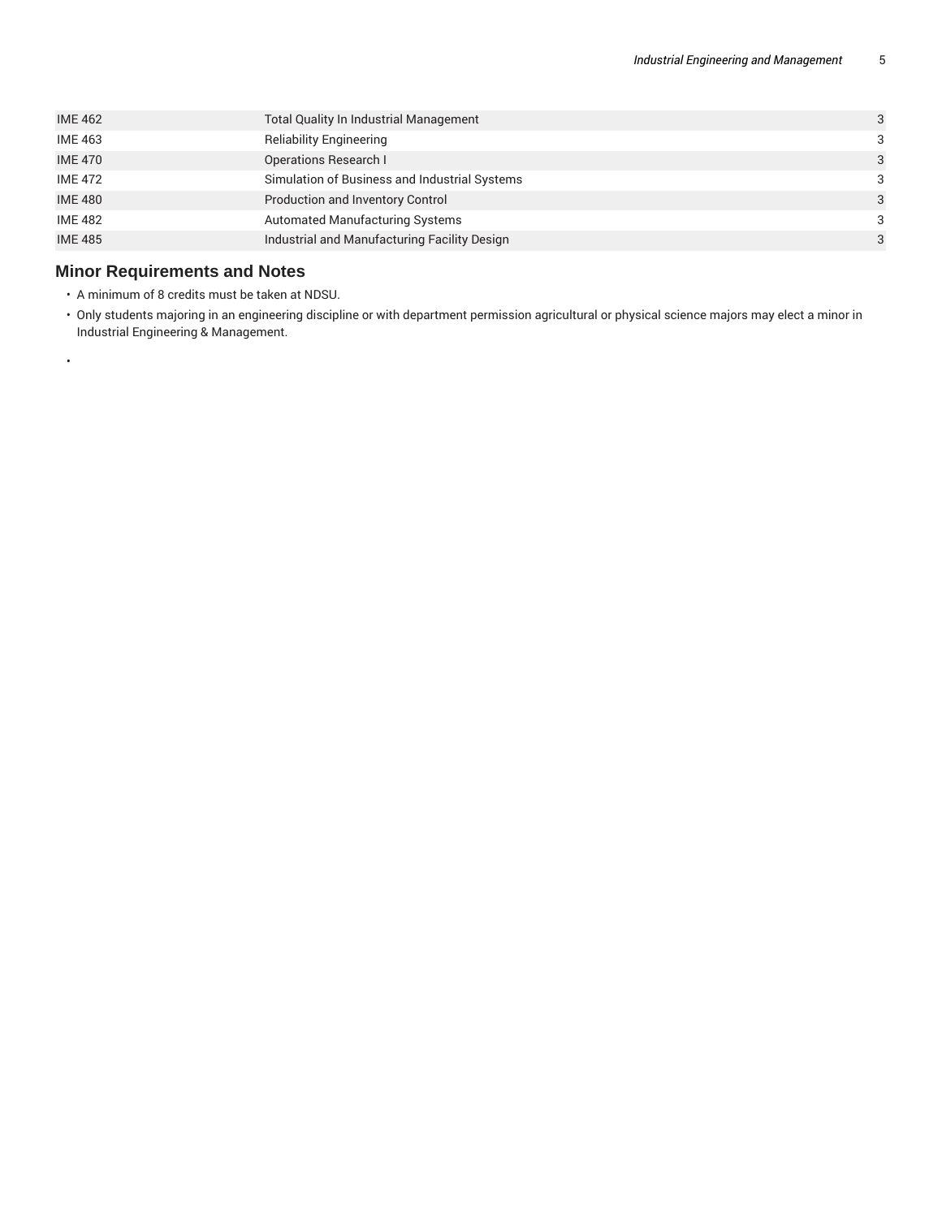| | | |
|---|---|---|
| IME 462 | Total Quality In Industrial Management | 3 |
| IME 463 | Reliability Engineering | 3 |
| IME 470 | Operations Research I | 3 |
| IME 472 | Simulation of Business and Industrial Systems | 3 |
| IME 480 | Production and Inventory Control | 3 |
| IME 482 | Automated Manufacturing Systems | 3 |
| IME 485 | Industrial and Manufacturing Facility Design | 3 |

## Minor Requirements and Notes

- A minimum of 8 credits must be taken at NDSU.
- Only students majoring in an engineering discipline or with department permission agricultural or physical science majors may elect a minor in Industrial Engineering & Management.